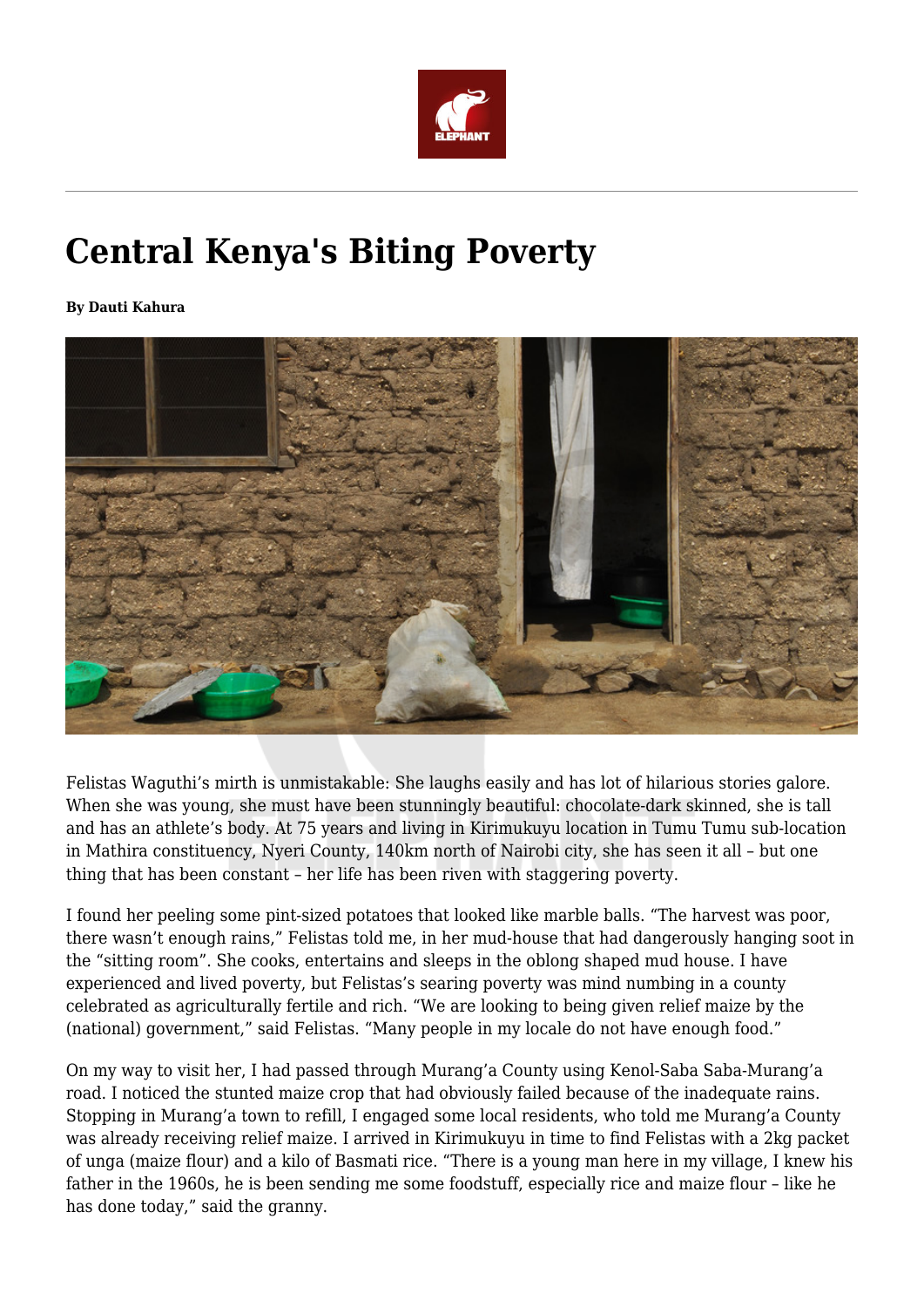# Central Kenya's Biting Poverty

**By Dauti Kahura**

Felistas Waguthi's mirth is unmistakable: She laughs easily and has lot of hilarious stories galore. When she was young, she must have been stunningly beautiful: chocolate-dark skinned, she is tall and has an athlete's body. At 75 years and living in Kirimukuyu location in Tumu Tumu sub-location in Mathira constituency, Nyeri County, 140km north of Nairobi city, she has seen it all – but one thing that has been constant – her life has been riven with staggering poverty.

I found her peeling some pint-sized potatoes that looked like marble balls. "The harvest was poor, there wasn't enough rains," Felistas told me, in her mud-house that had dangerously hanging soot in the "sitting room". She cooks, entertains and sleeps in the oblong shaped mud house. I have experienced and lived poverty, but Felistas's searing poverty was mind numbing in a county celebrated as agriculturally fertile and rich. "We are looking to being given relief maize by the (national) government," said Felistas. "Many people in my locale do not have enough food."

On my way to visit her, I had passed through Murang'a County using Kenol-Saba Saba-Murang'a road. I noticed the stunted maize crop that had obviously failed because of the inadequate rains. Stopping in Murang'a town to refill, I engaged some local residents, who told me Murang'a County was already receiving relief maize. I arrived in Kirimukuyu in time to find Felistas with a 2kg packet of unga (maize flour) and a kilo of Basmati rice. "There is a young man here in my village, I knew his father in the 1960s, he is been sending me some foodstuff, especially rice and maize flour – like he has done today," said the granny.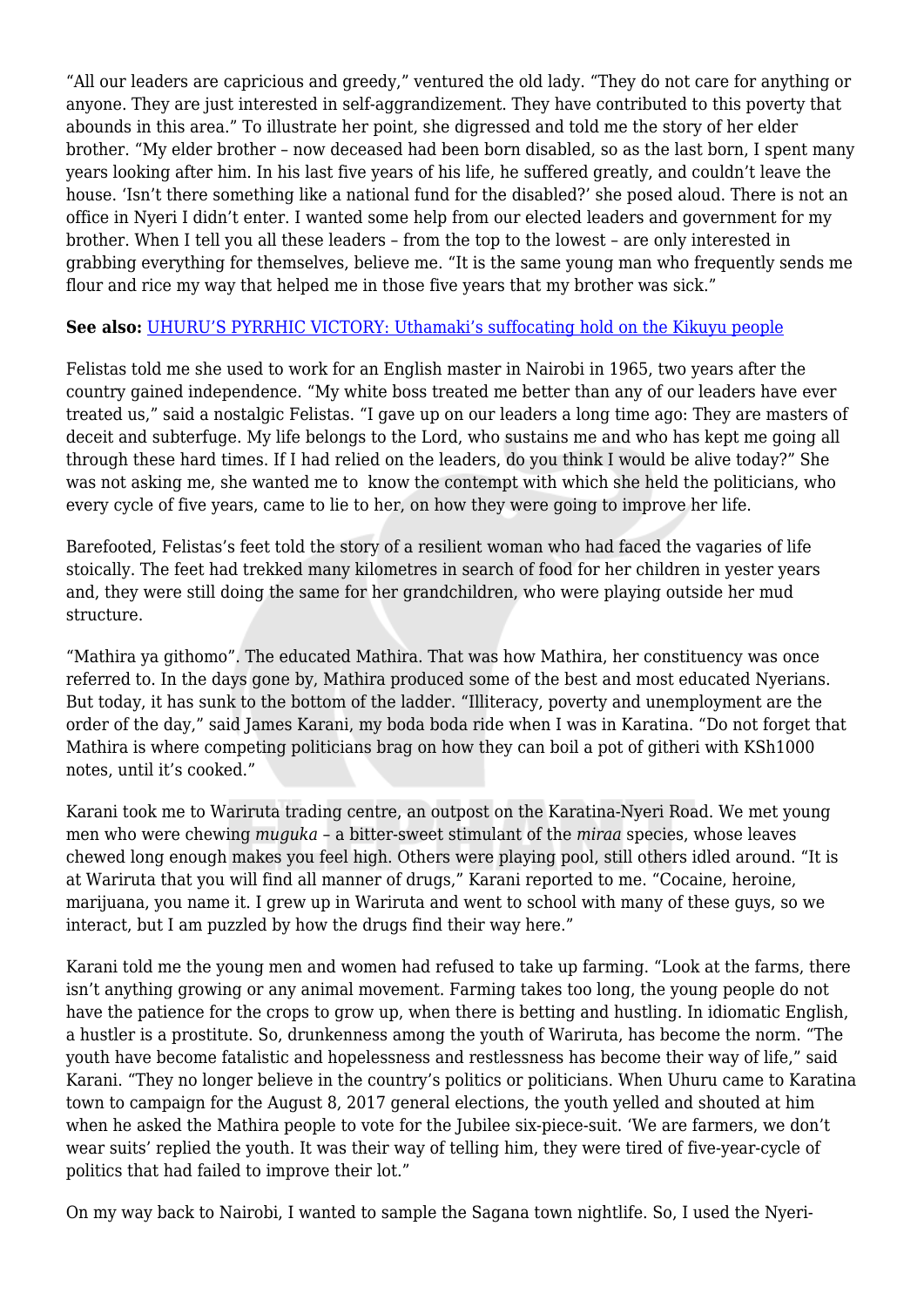"All our leaders are capricious and greedy," ventured the old lady. "They do not care for anything or anyone. They are just interested in self-aggrandizement. They have contributed to this poverty that abounds in this area." To illustrate her point, she digressed and told me the story of her elder brother. "My elder brother – now deceased had been born disabled, so as the last born, I spent many years looking after him. In his last five years of his life, he suffered greatly, and couldn't leave the house. 'Isn't there something like a national fund for the disabled?' she posed aloud. There is not an office in Nyeri I didn't enter. I wanted some help from our elected leaders and government for my brother. When I tell you all these leaders – from the top to the lowest – are only interested in grabbing everything for themselves, believe me. "It is the same young man who frequently sends me flour and rice my way that helped me in those five years that my brother was sick."

**See also:** UHURU'S PYRRHIC VICTORY: Uthamaki's suffocating hold on the Kikuyu people

Felistas told me she used to work for an English master in Nairobi in 1965, two years after the country gained independence. "My white boss treated me better than any of our leaders have ever treated us," said a nostalgic Felistas. "I gave up on our leaders a long time ago: They are masters of deceit and subterfuge. My life belongs to the Lord, who sustains me and who has kept me going all through these hard times. If I had relied on the leaders, do you think I would be alive today?" She was not asking me, she wanted me to  know the contempt with which she held the politicians, who every cycle of five years, came to lie to her, on how they were going to improve her life.

Barefooted, Felistas's feet told the story of a resilient woman who had faced the vagaries of life stoically. The feet had trekked many kilometres in search of food for her children in yester years and, they were still doing the same for her grandchildren, who were playing outside her mud structure.

"Mathira ya githomo". The educated Mathira. That was how Mathira, her constituency was once referred to. In the days gone by, Mathira produced some of the best and most educated Nyerians. But today, it has sunk to the bottom of the ladder. "Illiteracy, poverty and unemployment are the order of the day," said James Karani, my boda boda ride when I was in Karatina. "Do not forget that Mathira is where competing politicians brag on how they can boil a pot of githeri with KSh1000 notes, until it's cooked."

Karani took me to Wariruta trading centre, an outpost on the Karatina-Nyeri Road. We met young men who were chewing *muguka* – a bitter-sweet stimulant of the *miraa* species, whose leaves chewed long enough makes you feel high. Others were playing pool, still others idled around. "It is at Wariruta that you will find all manner of drugs," Karani reported to me. "Cocaine, heroine, marijuana, you name it. I grew up in Wariruta and went to school with many of these guys, so we interact, but I am puzzled by how the drugs find their way here."

Karani told me the young men and women had refused to take up farming. "Look at the farms, there isn't anything growing or any animal movement. Farming takes too long, the young people do not have the patience for the crops to grow up, when there is betting and hustling. In idiomatic English, a hustler is a prostitute. So, drunkenness among the youth of Wariruta, has become the norm. "The youth have become fatalistic and hopelessness and restlessness has become their way of life," said Karani. "They no longer believe in the country's politics or politicians. When Uhuru came to Karatina town to campaign for the August 8, 2017 general elections, the youth yelled and shouted at him when he asked the Mathira people to vote for the Jubilee six-piece-suit. 'We are farmers, we don't wear suits' replied the youth. It was their way of telling him, they were tired of five-year-cycle of politics that had failed to improve their lot."

On my way back to Nairobi, I wanted to sample the Sagana town nightlife. So, I used the Nyeri-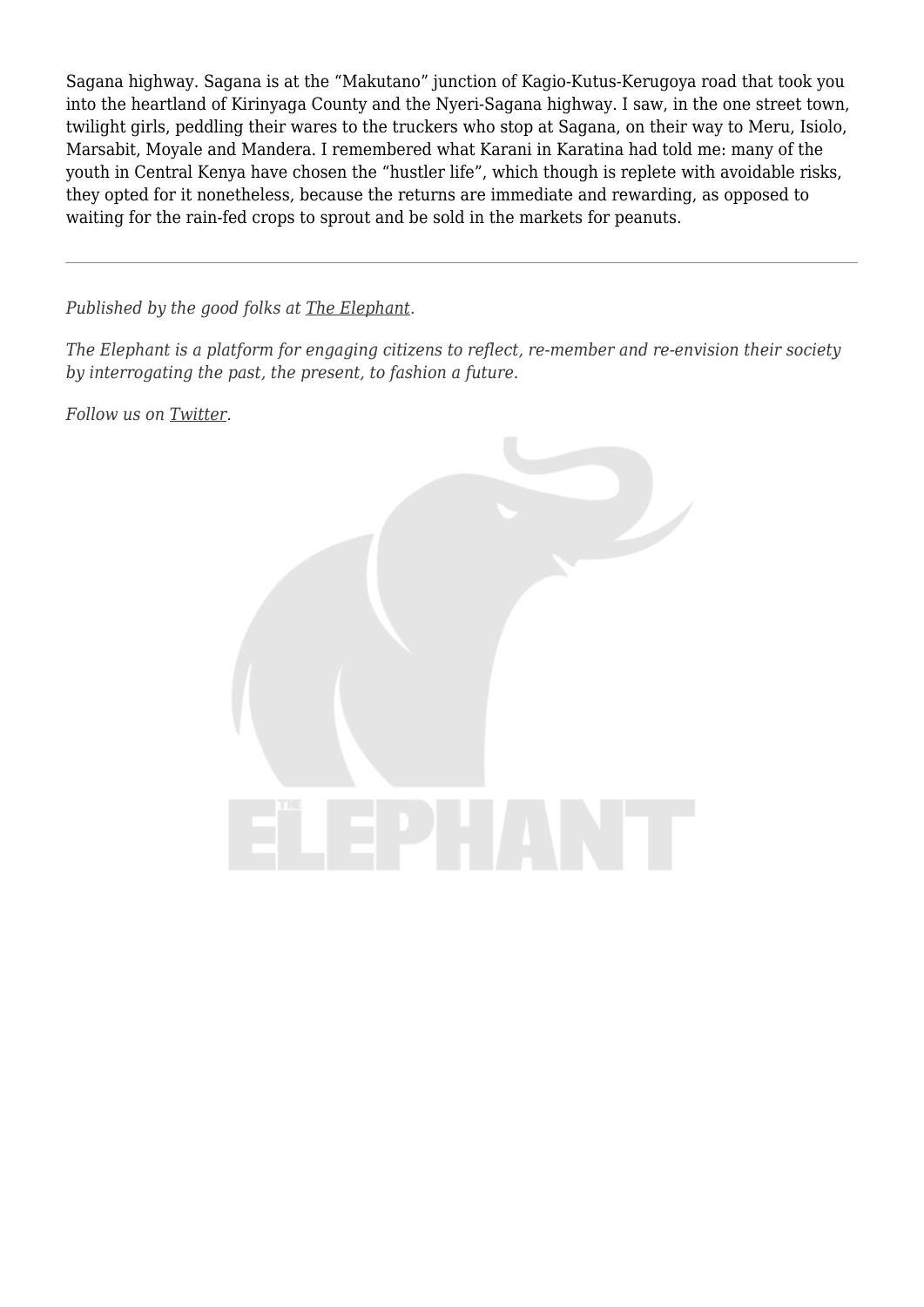Sagana highway. Sagana is at the "Makutano" junction of Kagio-Kutus-Kerugoya road that took you into the heartland of Kirinyaga County and the Nyeri-Sagana highway. I saw, in the one street town, twilight girls, peddling their wares to the truckers who stop at Sagana, on their way to Meru, Isiolo, Marsabit, Moyale and Mandera. I remembered what Karani in Karatina had told me: many of the youth in Central Kenya have chosen the "hustler life", which though is replete with avoidable risks, they opted for it nonetheless, because the returns are immediate and rewarding, as opposed to waiting for the rain-fed crops to sprout and be sold in the markets for peanuts.

---

*Published by the good folks at The Elephant.*

*The Elephant is a platform for engaging citizens to reflect, re-member and re-envision their society by interrogating the past, the present, to fashion a future.*

*Follow us on Twitter.*